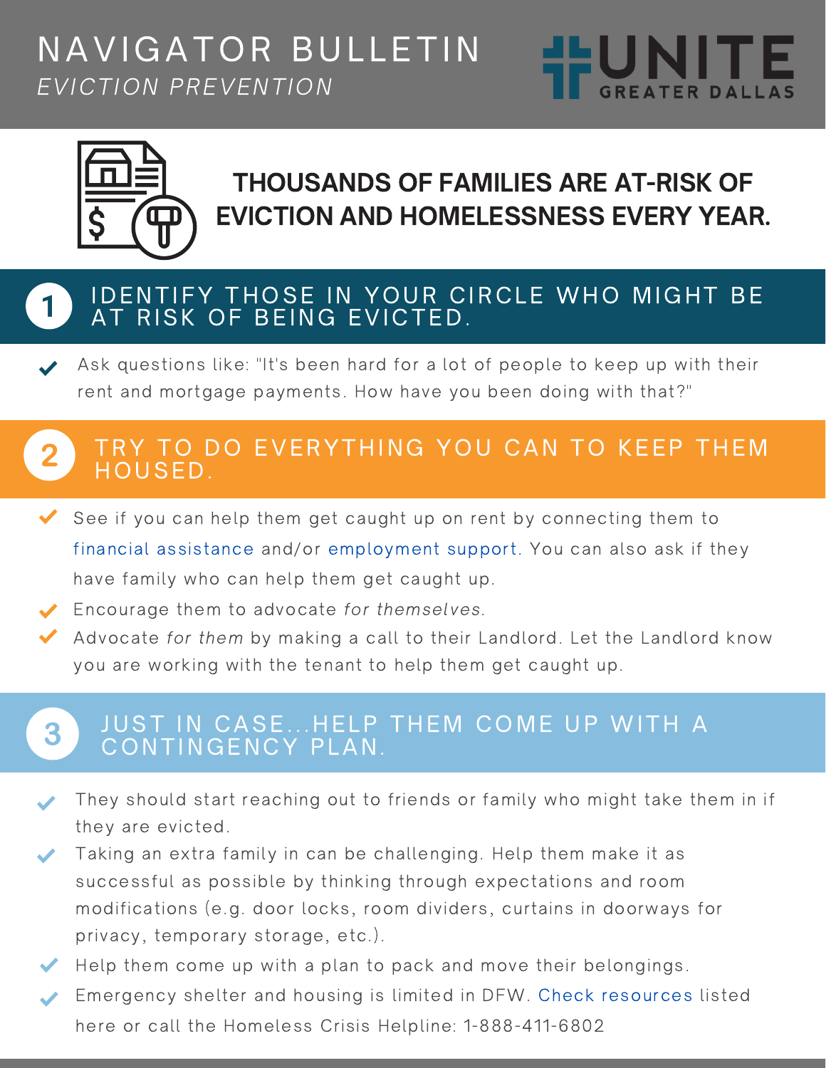# NAVIGATOR BULLETIN

*EVICTION PREVENTION*

UNITE GREATER DALLAS

## THOUSANDS OF FAMILIES ARE AT-RISK OF EVICTION AND HOMELESSNESS EVERY YEAR.

## 1 IDENTIFY THOSE IN YOUR CIRCLE WHO MIGHT BE AT RISK OF BEING EVICTED.

- Ask questions like: "It's been hard for a lot of people to keep up with their rent and mortgage payments. How have you been doing with that?"

## 2 TRY TO DO EVERYTHING YOU CAN TO KEEP THEM HOUSED.

- See if you can help them get caught up on rent by connecting them to financial assistance and/or employment support. You can also ask if they have family who can help them get caught up.
- Encourage them to advocate *for themselves.*
- Advocate *for them* by making a call to their Landlord. Let the Landlord know you are working with the tenant to help them get caught up.

## 3 JUST IN CASE...HELP THEM COME UP WITH A CONTINGENCY PLAN.

- They should start reaching out to friends or family who might take them in if they are evicted.
- Taking an extra family in can be challenging. Help them make it as successful as possible by thinking through expectations and room modifications (e.g. door locks, room dividers, curtains in doorways for privacy, temporary storage, etc.).
- Help them come up with a plan to pack and move their belongings.
- Emergency shelter and housing is limited in DFW. Check resources listed here or call the Homeless Crisis Helpline: 1-888-411-6802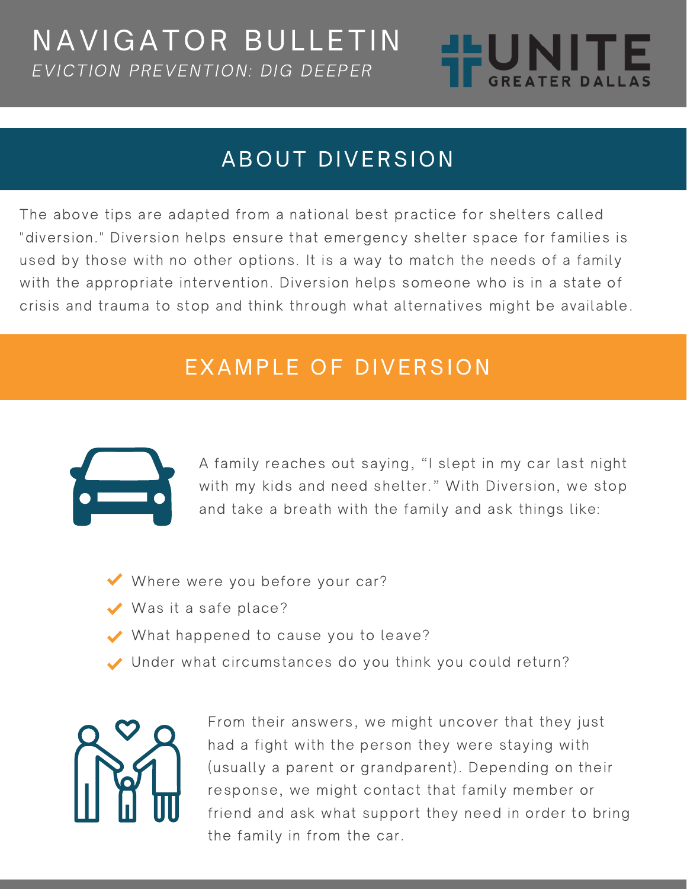# NAVIGATOR BULLETIN

*EVICTION PREVENTION: DIG DEEPER*

UNITE GREATER DALLAS

## ABOUT DIVERSION

The above tips are adapted from a national best practice for shelters called "diversion." Diversion helps ensure that emergency shelter space for families is used by those with no other options. It is a way to match the needs of a family with the appropriate intervention. Diversion helps someone who is in a state of crisis and trauma to stop and think through what alternatives might be available.

## EXAMPLE OF DIVERSION

A family reaches out saying, "I slept in my car last night with my kids and need shelter." With Diversion, we stop and take a breath with the family and ask things like:

- Where were you before your car?
- Was it a safe place?
- What happened to cause you to leave?
- Under what circumstances do you think you could return?

From their answers, we might uncover that they just had a fight with the person they were staying with (usually a parent or grandparent). Depending on their response, we might contact that family member or friend and ask what support they need in order to bring the family in from the car.